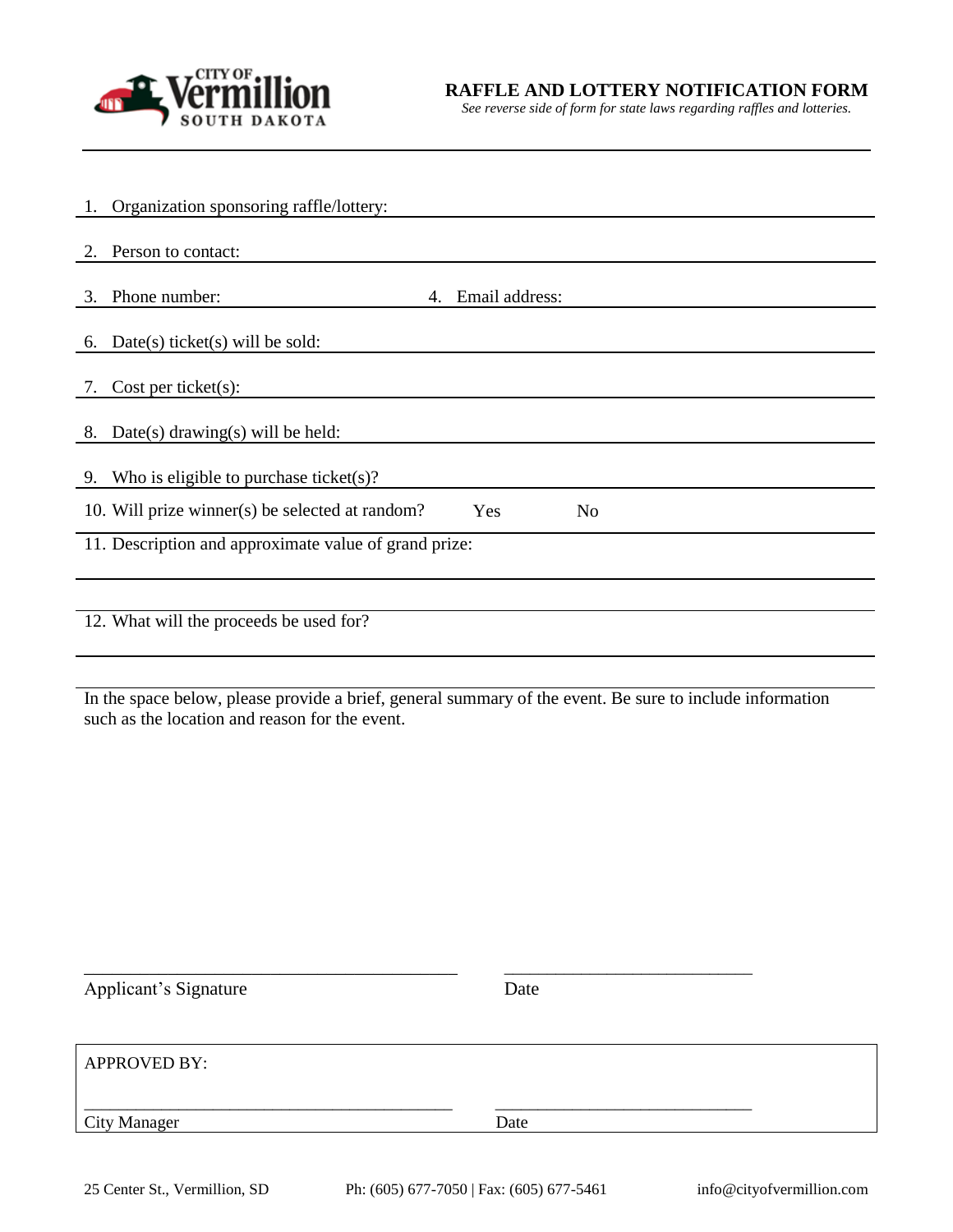CITY OF Vermillion SOUTH DAKOTA

# RAFFLE AND LOTTERY NOTIFICATION FORM

*See reverse side of form for state laws regarding raffles and lotteries.*

1. Organization sponsoring raffle/lottery: 
2. Person to contact: 
3. Phone number: 
4. Email address: 

6. Date(s) ticket(s) will be sold: 
7. Cost per ticket(s): 
8. Date(s) drawing(s) will be held: 
9. Who is eligible to purchase ticket(s)? 
10. Will prize winner(s) be selected at random? Yes No
11. Description and approximate value of grand prize: 
12. What will the proceeds be used for? 

In the space below, please provide a brief, general summary of the event. Be sure to include information such as the location and reason for the event.

\_\_\_\_\_\_\_\_\_\_\_\_\_\_\_\_\_\_\_\_\_\_\_\_\_\_\_\_\_\_\_\_\_\_\_\_\_\_\_\_ \_\_\_\_\_\_\_\_\_\_\_\_\_\_\_\_\_\_\_\_\_\_\_\_\_\_\_

Applicant's Signature Date

APPROVED BY:

\_\_\_\_\_\_\_\_\_\_\_\_\_\_\_\_\_\_\_\_\_\_\_\_\_\_\_\_\_\_\_\_\_\_\_\_\_\_\_\_ \_\_\_\_\_\_\_\_\_\_\_\_\_\_\_\_\_\_\_\_\_\_\_\_\_\_\_

City Manager Date

25 Center St., Vermillion, SD Ph: (605) 677-7050 | Fax: (605) 677-5461 info@cityofvermillion.com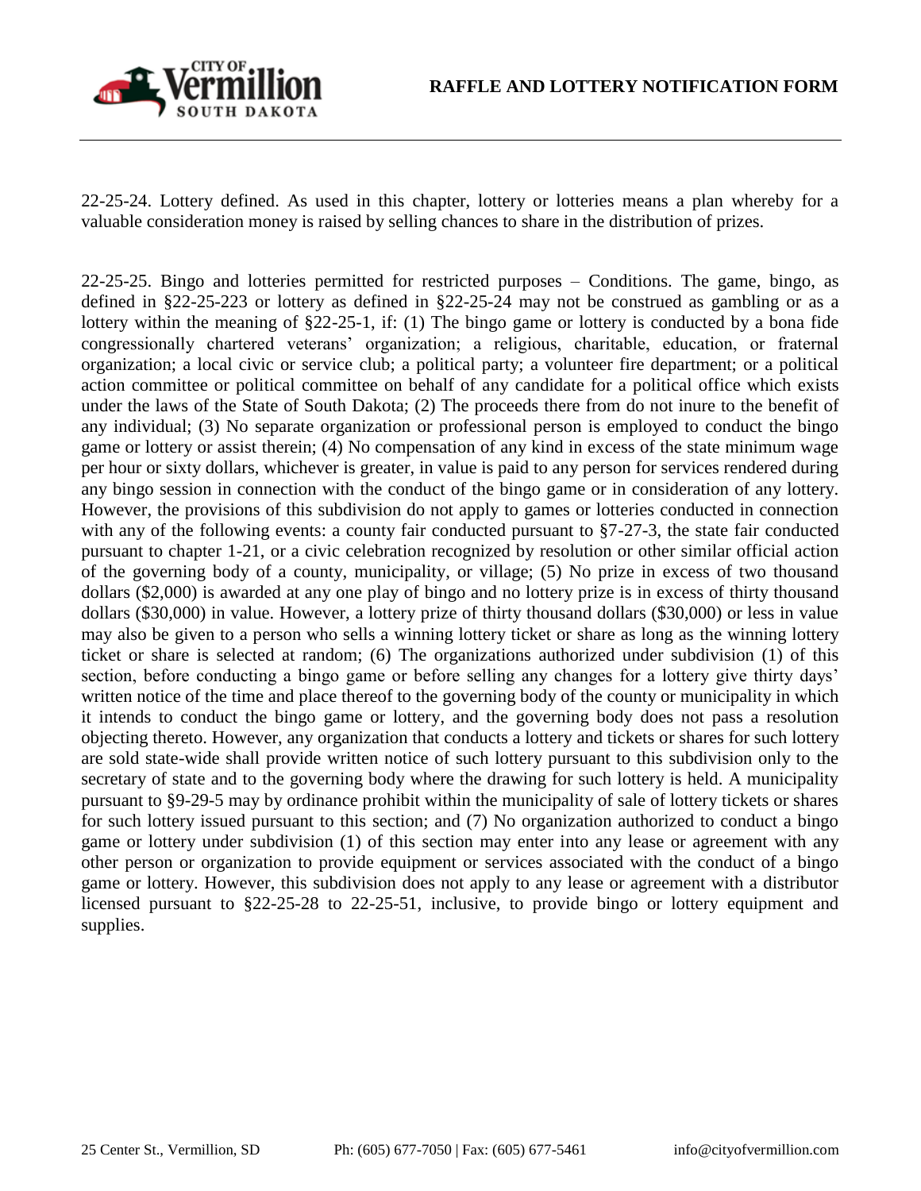22-25-24. Lottery defined. As used in this chapter, lottery or lotteries means a plan whereby for a valuable consideration money is raised by selling chances to share in the distribution of prizes.

22-25-25. Bingo and lotteries permitted for restricted purposes – Conditions. The game, bingo, as defined in §22-25-223 or lottery as defined in §22-25-24 may not be construed as gambling or as a lottery within the meaning of §22-25-1, if: (1) The bingo game or lottery is conducted by a bona fide congressionally chartered veterans' organization; a religious, charitable, education, or fraternal organization; a local civic or service club; a political party; a volunteer fire department; or a political action committee or political committee on behalf of any candidate for a political office which exists under the laws of the State of South Dakota; (2) The proceeds there from do not inure to the benefit of any individual; (3) No separate organization or professional person is employed to conduct the bingo game or lottery or assist therein; (4) No compensation of any kind in excess of the state minimum wage per hour or sixty dollars, whichever is greater, in value is paid to any person for services rendered during any bingo session in connection with the conduct of the bingo game or in consideration of any lottery. However, the provisions of this subdivision do not apply to games or lotteries conducted in connection with any of the following events: a county fair conducted pursuant to §7-27-3, the state fair conducted pursuant to chapter 1-21, or a civic celebration recognized by resolution or other similar official action of the governing body of a county, municipality, or village; (5) No prize in excess of two thousand dollars ($2,000) is awarded at any one play of bingo and no lottery prize is in excess of thirty thousand dollars ($30,000) in value. However, a lottery prize of thirty thousand dollars ($30,000) or less in value may also be given to a person who sells a winning lottery ticket or share as long as the winning lottery ticket or share is selected at random; (6) The organizations authorized under subdivision (1) of this section, before conducting a bingo game or before selling any changes for a lottery give thirty days' written notice of the time and place thereof to the governing body of the county or municipality in which it intends to conduct the bingo game or lottery, and the governing body does not pass a resolution objecting thereto. However, any organization that conducts a lottery and tickets or shares for such lottery are sold state-wide shall provide written notice of such lottery pursuant to this subdivision only to the secretary of state and to the governing body where the drawing for such lottery is held. A municipality pursuant to §9-29-5 may by ordinance prohibit within the municipality of sale of lottery tickets or shares for such lottery issued pursuant to this section; and (7) No organization authorized to conduct a bingo game or lottery under subdivision (1) of this section may enter into any lease or agreement with any other person or organization to provide equipment or services associated with the conduct of a bingo game or lottery. However, this subdivision does not apply to any lease or agreement with a distributor licensed pursuant to §22-25-28 to 22-25-51, inclusive, to provide bingo or lottery equipment and supplies.